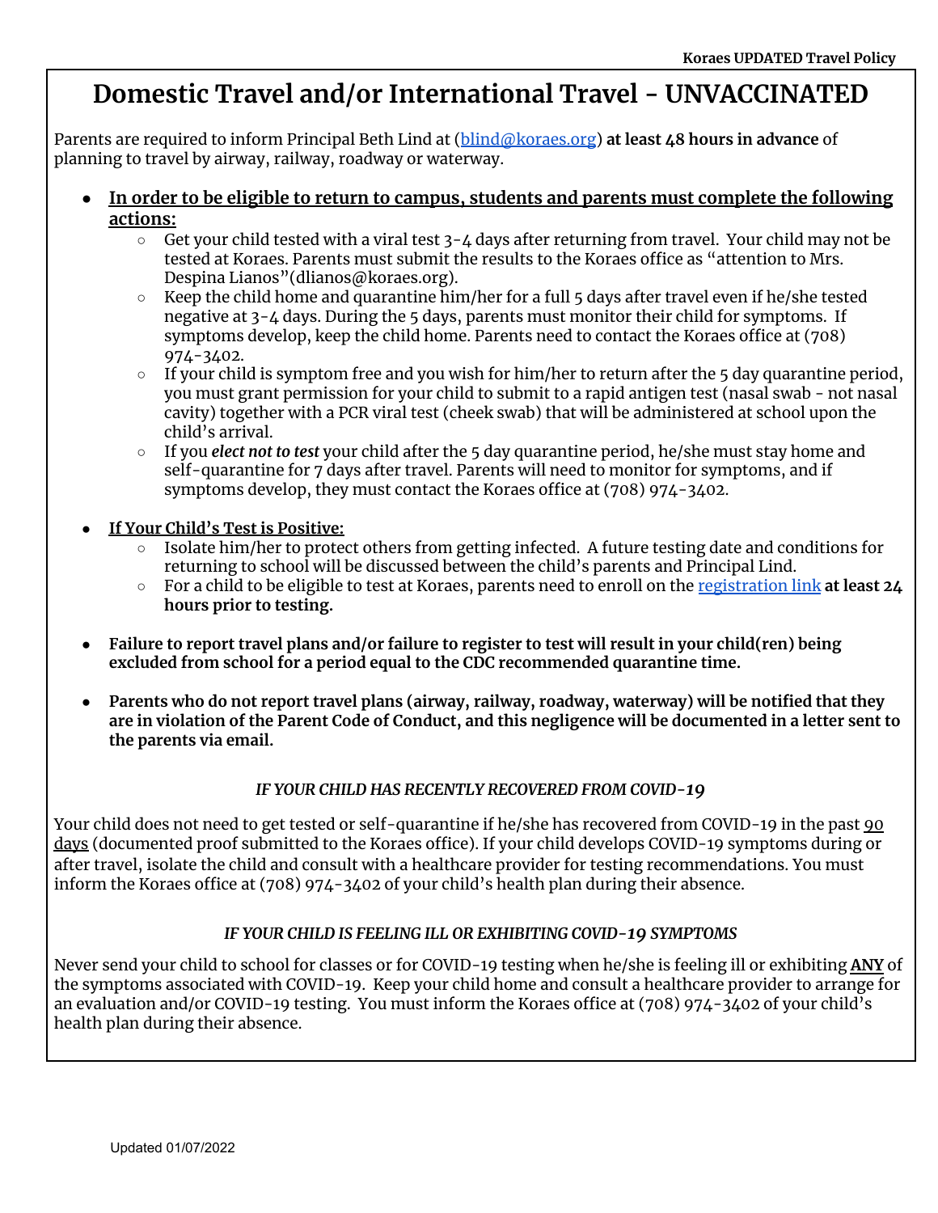# Domestic Travel and/or International Travel - UNVACCINATED

Parents are required to inform Principal Beth Lind at ([blind@koraes.org](mailto:blind@koraes.org)) **at least 48 hours in advance** of planning to travel by airway, railway, roadway or waterway.

- **In order to be eligible to return to campus, students and parents must complete the following actions:**
  - Get your child tested with a viral test 3-4 days after returning from travel. Your child may not be tested at Koraes. Parents must submit the results to the Koraes office as "attention to Mrs. Despina Lianos"(dlianos@koraes.org).
  - Keep the child home and quarantine him/her for a full 5 days after travel even if he/she tested negative at 3-4 days. During the 5 days, parents must monitor their child for symptoms. If symptoms develop, keep the child home. Parents need to contact the Koraes office at (708) 974-3402.
  - If your child is symptom free and you wish for him/her to return after the 5 day quarantine period, you must grant permission for your child to submit to a rapid antigen test (nasal swab - not nasal cavity) together with a PCR viral test (cheek swab) that will be administered at school upon the child's arrival.
  - If you ***elect not to test*** your child after the 5 day quarantine period, he/she must stay home and self-quarantine for 7 days after travel. Parents will need to monitor for symptoms, and if symptoms develop, they must contact the Koraes office at (708) 974-3402.

- **If Your Child's Test is Positive:**
  - Isolate him/her to protect others from getting infected. A future testing date and conditions for returning to school will be discussed between the child's parents and Principal Lind.
  - For a child to be eligible to test at Koraes, parents need to enroll on the registration link **at least 24 hours prior to testing.**

- **Failure to report travel plans and/or failure to register to test will result in your child(ren) being excluded from school for a period equal to the CDC recommended quarantine time.**

- **Parents who do not report travel plans (airway, railway, roadway, waterway) will be notified that they are in violation of the Parent Code of Conduct, and this negligence will be documented in a letter sent to the parents via email.**

### *IF YOUR CHILD HAS RECENTLY RECOVERED FROM COVID-19*

Your child does not need to get tested or self-quarantine if he/she has recovered from COVID-19 in the past 90 days (documented proof submitted to the Koraes office). If your child develops COVID-19 symptoms during or after travel, isolate the child and consult with a healthcare provider for testing recommendations. You must inform the Koraes office at (708) 974-3402 of your child's health plan during their absence.

### *IF YOUR CHILD IS FEELING ILL OR EXHIBITING COVID-19 SYMPTOMS*

Never send your child to school for classes or for COVID-19 testing when he/she is feeling ill or exhibiting **ANY** of the symptoms associated with COVID-19. Keep your child home and consult a healthcare provider to arrange for an evaluation and/or COVID-19 testing. You must inform the Koraes office at (708) 974-3402 of your child's health plan during their absence.

Updated 01/07/2022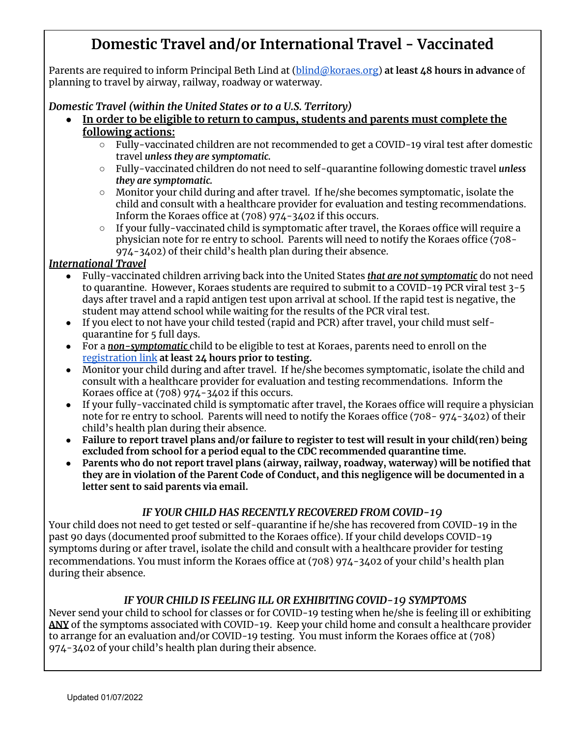# Domestic Travel and/or International Travel - Vaccinated

Parents are required to inform Principal Beth Lind at ([blind@koraes.org](mailto:blind@koraes.org)) **at least 48 hours in advance** of planning to travel by airway, railway, roadway or waterway.

*Domestic Travel (within the United States or to a U.S. Territory)*

- **In order to be eligible to return to campus, students and parents must complete the following actions:**
  - Fully-vaccinated children are not recommended to get a COVID-19 viral test after domestic travel ***unless they are symptomatic.***
  - Fully-vaccinated children do not need to self-quarantine following domestic travel ***unless they are symptomatic.***
  - Monitor your child during and after travel. If he/she becomes symptomatic, isolate the child and consult with a healthcare provider for evaluation and testing recommendations. Inform the Koraes office at (708) 974-3402 if this occurs.
  - If your fully-vaccinated child is symptomatic after travel, the Koraes office will require a physician note for re entry to school. Parents will need to notify the Koraes office (708-974-3402) of their child's health plan during their absence.

***International Travel***

- Fully-vaccinated children arriving back into the United States ***that are not symptomatic*** do not need to quarantine. However, Koraes students are required to submit to a COVID-19 PCR viral test 3-5 days after travel and a rapid antigen test upon arrival at school. If the rapid test is negative, the student may attend school while waiting for the results of the PCR viral test.
- If you elect to not have your child tested (rapid and PCR) after travel, your child must self-quarantine for 5 full days.
- For a ***non-symptomatic*** child to be eligible to test at Koraes, parents need to enroll on the registration link **at least 24 hours prior to testing.**
- Monitor your child during and after travel. If he/she becomes symptomatic, isolate the child and consult with a healthcare provider for evaluation and testing recommendations. Inform the Koraes office at (708) 974-3402 if this occurs.
- If your fully-vaccinated child is symptomatic after travel, the Koraes office will require a physician note for re entry to school. Parents will need to notify the Koraes office (708- 974-3402) of their child's health plan during their absence.
- **Failure to report travel plans and/or failure to register to test will result in your child(ren) being excluded from school for a period equal to the CDC recommended quarantine time.**
- **Parents who do not report travel plans (airway, railway, roadway, waterway) will be notified that they are in violation of the Parent Code of Conduct, and this negligence will be documented in a letter sent to said parents via email.**

### *IF YOUR CHILD HAS RECENTLY RECOVERED FROM COVID-19*

Your child does not need to get tested or self-quarantine if he/she has recovered from COVID-19 in the past 90 days (documented proof submitted to the Koraes office). If your child develops COVID-19 symptoms during or after travel, isolate the child and consult with a healthcare provider for testing recommendations. You must inform the Koraes office at (708) 974-3402 of your child's health plan during their absence.

### *IF YOUR CHILD IS FEELING ILL OR EXHIBITING COVID-19 SYMPTOMS*

Never send your child to school for classes or for COVID-19 testing when he/she is feeling ill or exhibiting **ANY** of the symptoms associated with COVID-19. Keep your child home and consult a healthcare provider to arrange for an evaluation and/or COVID-19 testing. You must inform the Koraes office at (708) 974-3402 of your child's health plan during their absence.

Updated 01/07/2022